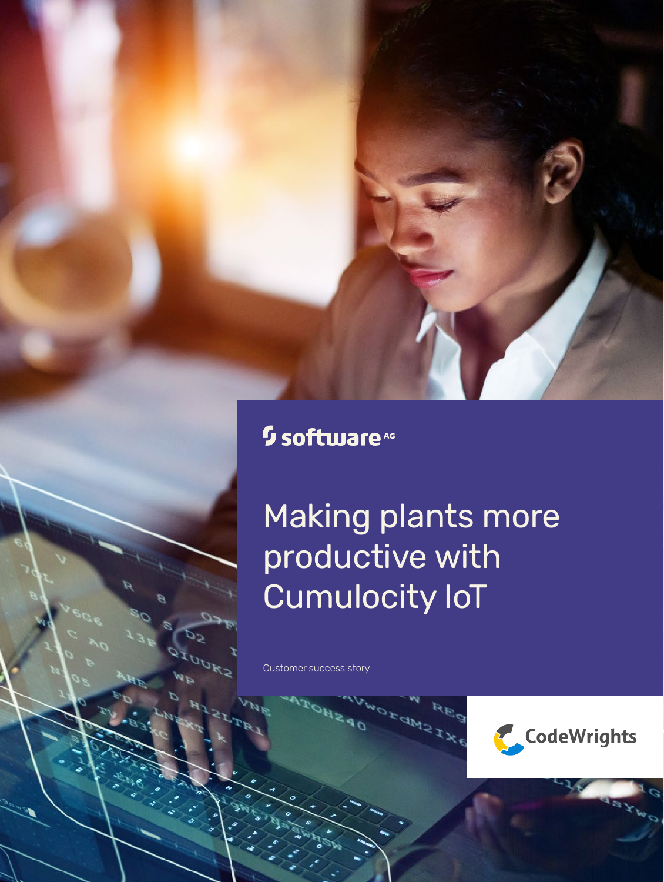software AG

# Making plants more productive with Cumulocity IoT

Customer success story

CodeWrights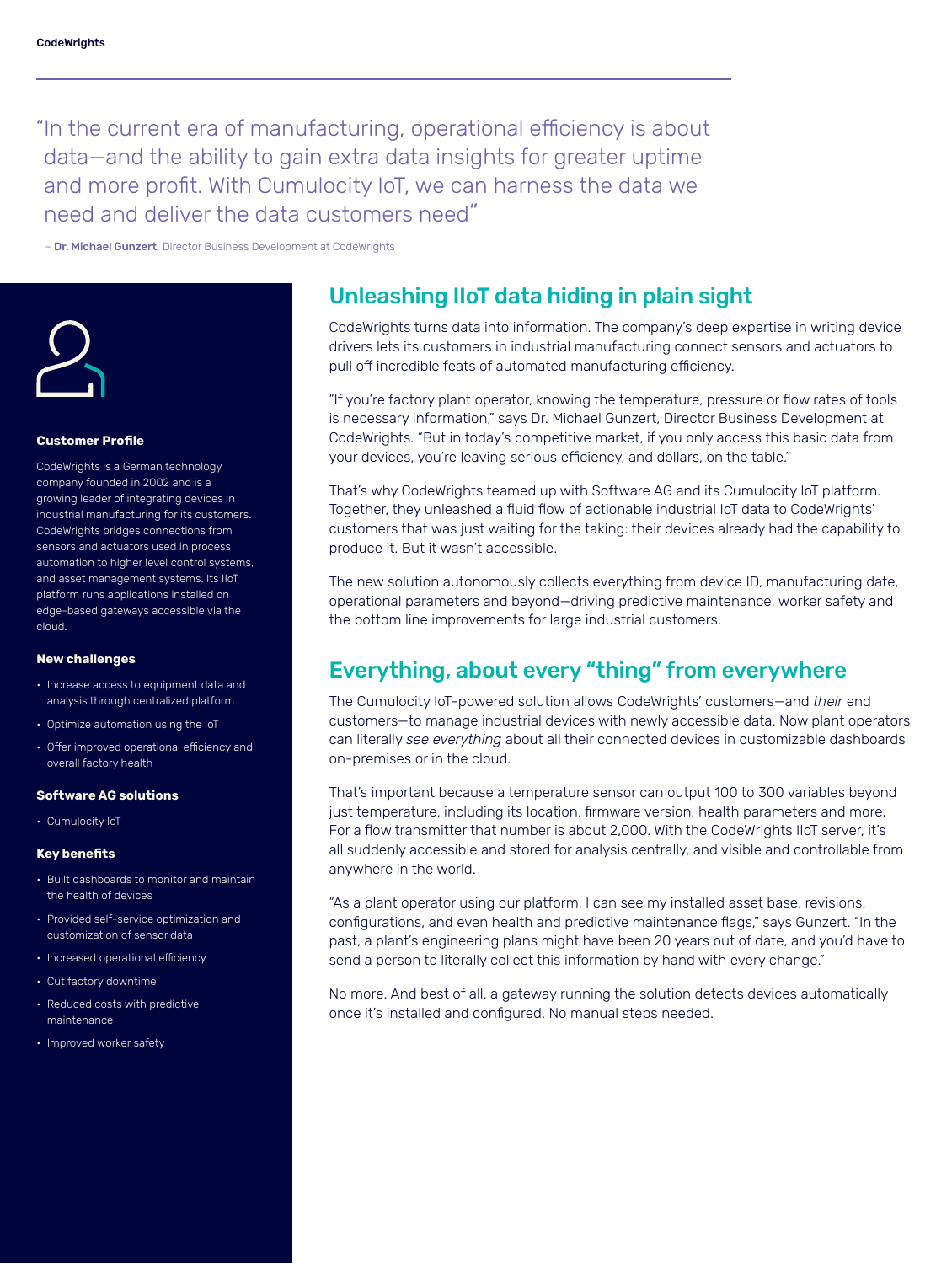"In the current era of manufacturing, operational efficiency is about data—and the ability to gain extra data insights for greater uptime and more profit. With Cumulocity IoT, we can harness the data we need and deliver the data customers need"

– **Dr. Michael Gunzert,** Director Business Development at CodeWrights

### Customer Profile

CodeWrights is a German technology company founded in 2002 and is a growing leader of integrating devices in industrial manufacturing for its customers. CodeWrights bridges connections from sensors and actuators used in process automation to higher level control systems, and asset management systems. Its IIoT platform runs applications installed on edge-based gateways accessible via the cloud.

### New challenges

- Increase access to equipment data and analysis through centralized platform
- Optimize automation using the IoT
- Offer improved operational efficiency and overall factory health

### Software AG solutions

- Cumulocity IoT

### Key benefits

- Built dashboards to monitor and maintain the health of devices
- Provided self-service optimization and customization of sensor data
- Increased operational efficiency
- Cut factory downtime
- Reduced costs with predictive maintenance
- Improved worker safety

## Unleashing IIoT data hiding in plain sight

CodeWrights turns data into information. The company's deep expertise in writing device drivers lets its customers in industrial manufacturing connect sensors and actuators to pull off incredible feats of automated manufacturing efficiency.

"If you're factory plant operator, knowing the temperature, pressure or flow rates of tools is necessary information," says Dr. Michael Gunzert, Director Business Development at CodeWrights. "But in today's competitive market, if you only access this basic data from your devices, you're leaving serious efficiency, and dollars, on the table."

That's why CodeWrights teamed up with Software AG and its Cumulocity IoT platform. Together, they unleashed a fluid flow of actionable industrial IoT data to CodeWrights' customers that was just waiting for the taking: their devices already had the capability to produce it. But it wasn't accessible.

The new solution autonomously collects everything from device ID, manufacturing date, operational parameters and beyond—driving predictive maintenance, worker safety and the bottom line improvements for large industrial customers.

## Everything, about every "thing" from everywhere

The Cumulocity IoT-powered solution allows CodeWrights' customers—and *their* end customers—to manage industrial devices with newly accessible data. Now plant operators can literally *see everything* about all their connected devices in customizable dashboards on-premises or in the cloud.

That's important because a temperature sensor can output 100 to 300 variables beyond just temperature, including its location, firmware version, health parameters and more. For a flow transmitter that number is about 2,000. With the CodeWrights IIoT server, it's all suddenly accessible and stored for analysis centrally, and visible and controllable from anywhere in the world.

"As a plant operator using our platform, I can see my installed asset base, revisions, configurations, and even health and predictive maintenance flags," says Gunzert. "In the past, a plant's engineering plans might have been 20 years out of date, and you'd have to send a person to literally collect this information by hand with every change."

No more. And best of all, a gateway running the solution detects devices automatically once it's installed and configured. No manual steps needed.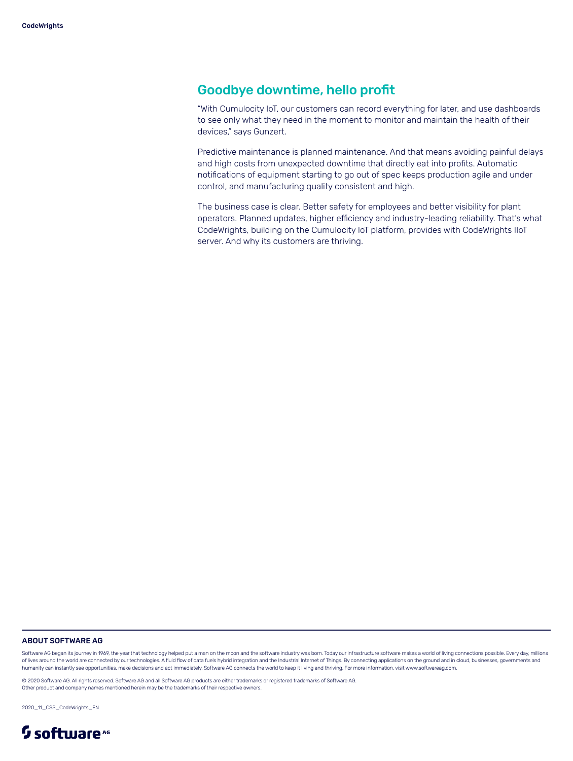## Goodbye downtime, hello profit

"With Cumulocity IoT, our customers can record everything for later, and use dashboards to see only what they need in the moment to monitor and maintain the health of their devices," says Gunzert.

Predictive maintenance is planned maintenance. And that means avoiding painful delays and high costs from unexpected downtime that directly eat into profits. Automatic notifications of equipment starting to go out of spec keeps production agile and under control, and manufacturing quality consistent and high.

The business case is clear. Better safety for employees and better visibility for plant operators. Planned updates, higher efficiency and industry-leading reliability. That's what CodeWrights, building on the Cumulocity IoT platform, provides with CodeWrights IIoT server. And why its customers are thriving.

### ABOUT SOFTWARE AG

Software AG began its journey in 1969, the year that technology helped put a man on the moon and the software industry was born. Today our infrastructure software makes a world of living connections possible. Every day, millions of lives around the world are connected by our technologies. A fluid flow of data fuels hybrid integration and the Industrial Internet of Things. By connecting applications on the ground and in cloud, businesses, governments and humanity can instantly see opportunities, make decisions and act immediately. Software AG connects the world to keep it living and thriving. For more information, visit www.softwareag.com.

© 2020 Software AG. All rights reserved. Software AG and all Software AG products are either trademarks or registered trademarks of Software AG. Other product and company names mentioned herein may be the trademarks of their respective owners.

2020_11_CSS_CodeWrights_EN

software AG